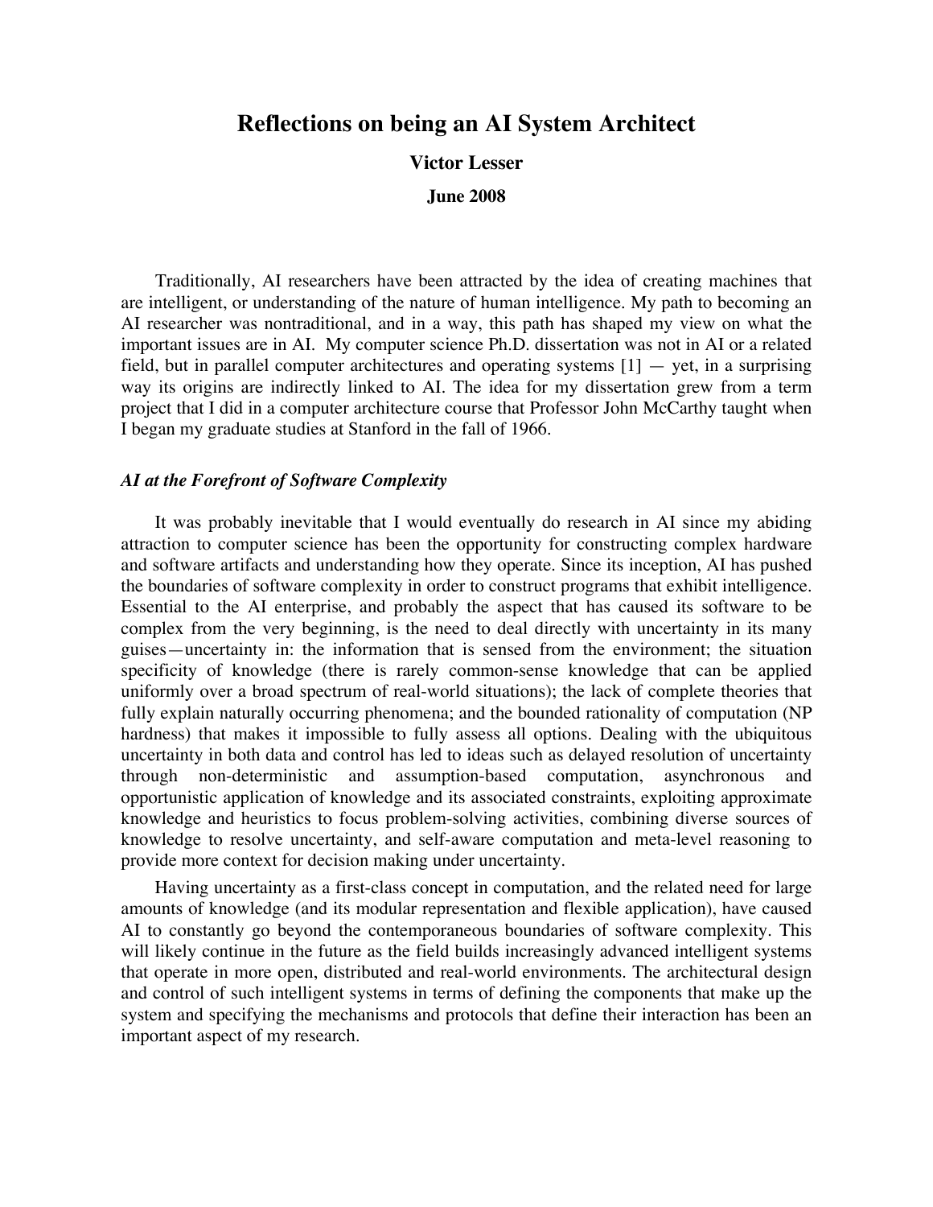# Reflections on being an AI System Architect

**Victor Lesser**

**June 2008**

Traditionally, AI researchers have been attracted by the idea of creating machines that are intelligent, or understanding of the nature of human intelligence. My path to becoming an AI researcher was nontraditional, and in a way, this path has shaped my view on what the important issues are in AI. My computer science Ph.D. dissertation was not in AI or a related field, but in parallel computer architectures and operating systems [1] — yet, in a surprising way its origins are indirectly linked to AI. The idea for my dissertation grew from a term project that I did in a computer architecture course that Professor John McCarthy taught when I began my graduate studies at Stanford in the fall of 1966.

### *AI at the Forefront of Software Complexity*

It was probably inevitable that I would eventually do research in AI since my abiding attraction to computer science has been the opportunity for constructing complex hardware and software artifacts and understanding how they operate. Since its inception, AI has pushed the boundaries of software complexity in order to construct programs that exhibit intelligence. Essential to the AI enterprise, and probably the aspect that has caused its software to be complex from the very beginning, is the need to deal directly with uncertainty in its many guises—uncertainty in: the information that is sensed from the environment; the situation specificity of knowledge (there is rarely common-sense knowledge that can be applied uniformly over a broad spectrum of real-world situations); the lack of complete theories that fully explain naturally occurring phenomena; and the bounded rationality of computation (NP hardness) that makes it impossible to fully assess all options. Dealing with the ubiquitous uncertainty in both data and control has led to ideas such as delayed resolution of uncertainty through non-deterministic and assumption-based computation, asynchronous and opportunistic application of knowledge and its associated constraints, exploiting approximate knowledge and heuristics to focus problem-solving activities, combining diverse sources of knowledge to resolve uncertainty, and self-aware computation and meta-level reasoning to provide more context for decision making under uncertainty.

Having uncertainty as a first-class concept in computation, and the related need for large amounts of knowledge (and its modular representation and flexible application), have caused AI to constantly go beyond the contemporaneous boundaries of software complexity. This will likely continue in the future as the field builds increasingly advanced intelligent systems that operate in more open, distributed and real-world environments. The architectural design and control of such intelligent systems in terms of defining the components that make up the system and specifying the mechanisms and protocols that define their interaction has been an important aspect of my research.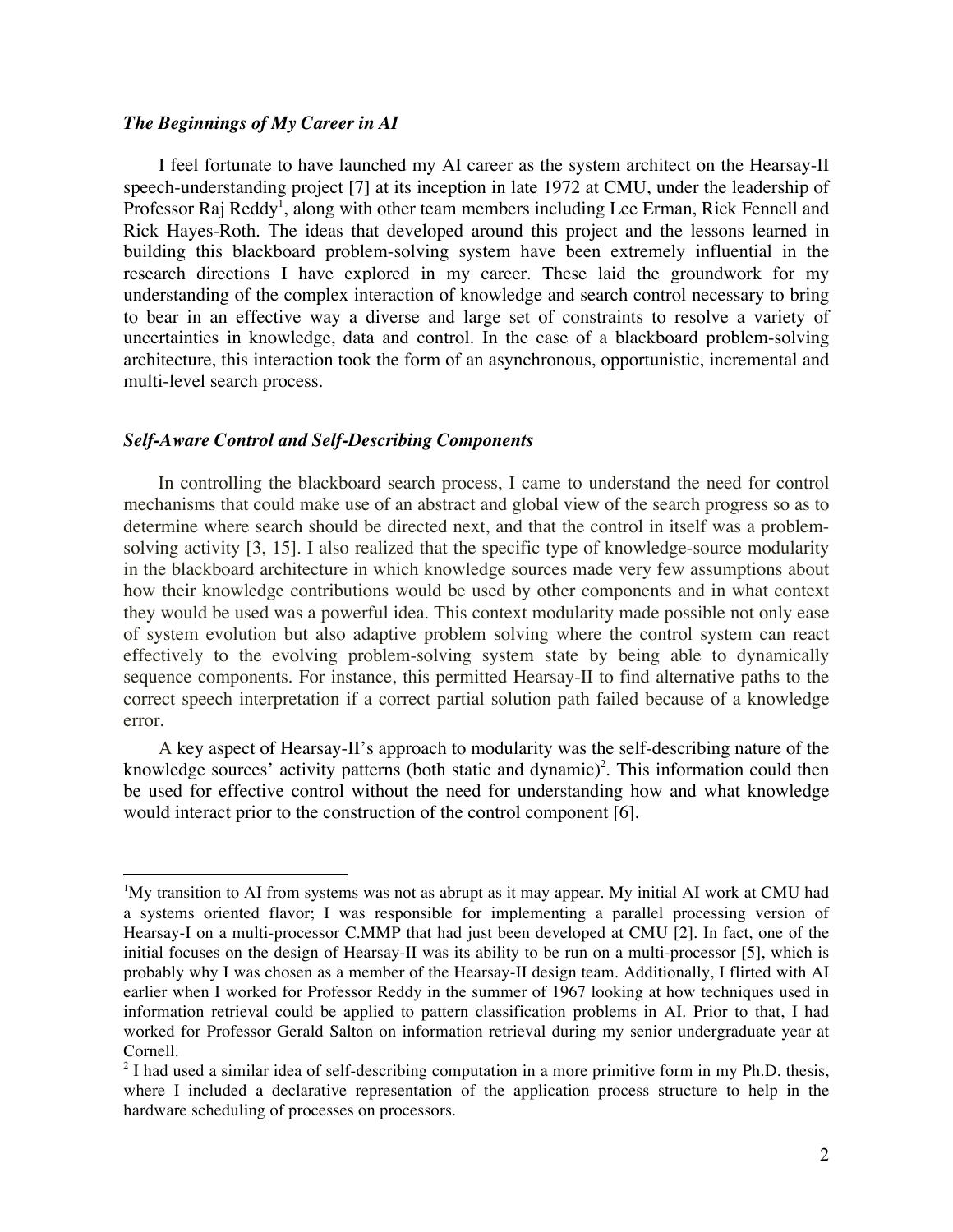### *The Beginnings of My Career in AI*

I feel fortunate to have launched my AI career as the system architect on the Hearsay-II speech-understanding project [7] at its inception in late 1972 at CMU, under the leadership of Professor Raj Reddy[1], along with other team members including Lee Erman, Rick Fennell and Rick Hayes-Roth. The ideas that developed around this project and the lessons learned in building this blackboard problem-solving system have been extremely influential in the research directions I have explored in my career. These laid the groundwork for my understanding of the complex interaction of knowledge and search control necessary to bring to bear in an effective way a diverse and large set of constraints to resolve a variety of uncertainties in knowledge, data and control. In the case of a blackboard problem-solving architecture, this interaction took the form of an asynchronous, opportunistic, incremental and multi-level search process.

### *Self-Aware Control and Self-Describing Components*

In controlling the blackboard search process, I came to understand the need for control mechanisms that could make use of an abstract and global view of the search progress so as to determine where search should be directed next, and that the control in itself was a problem-solving activity [3, 15]. I also realized that the specific type of knowledge-source modularity in the blackboard architecture in which knowledge sources made very few assumptions about how their knowledge contributions would be used by other components and in what context they would be used was a powerful idea. This context modularity made possible not only ease of system evolution but also adaptive problem solving where the control system can react effectively to the evolving problem-solving system state by being able to dynamically sequence components. For instance, this permitted Hearsay-II to find alternative paths to the correct speech interpretation if a correct partial solution path failed because of a knowledge error.

A key aspect of Hearsay-II's approach to modularity was the self-describing nature of the knowledge sources' activity patterns (both static and dynamic)[2]. This information could then be used for effective control without the need for understanding how and what knowledge would interact prior to the construction of the control component [6].

---

[1] My transition to AI from systems was not as abrupt as it may appear. My initial AI work at CMU had a systems oriented flavor; I was responsible for implementing a parallel processing version of Hearsay-I on a multi-processor C.MMP that had just been developed at CMU [2]. In fact, one of the initial focuses on the design of Hearsay-II was its ability to be run on a multi-processor [5], which is probably why I was chosen as a member of the Hearsay-II design team. Additionally, I flirted with AI earlier when I worked for Professor Reddy in the summer of 1967 looking at how techniques used in information retrieval could be applied to pattern classification problems in AI. Prior to that, I had worked for Professor Gerald Salton on information retrieval during my senior undergraduate year at Cornell.

[2] I had used a similar idea of self-describing computation in a more primitive form in my Ph.D. thesis, where I included a declarative representation of the application process structure to help in the hardware scheduling of processes on processors.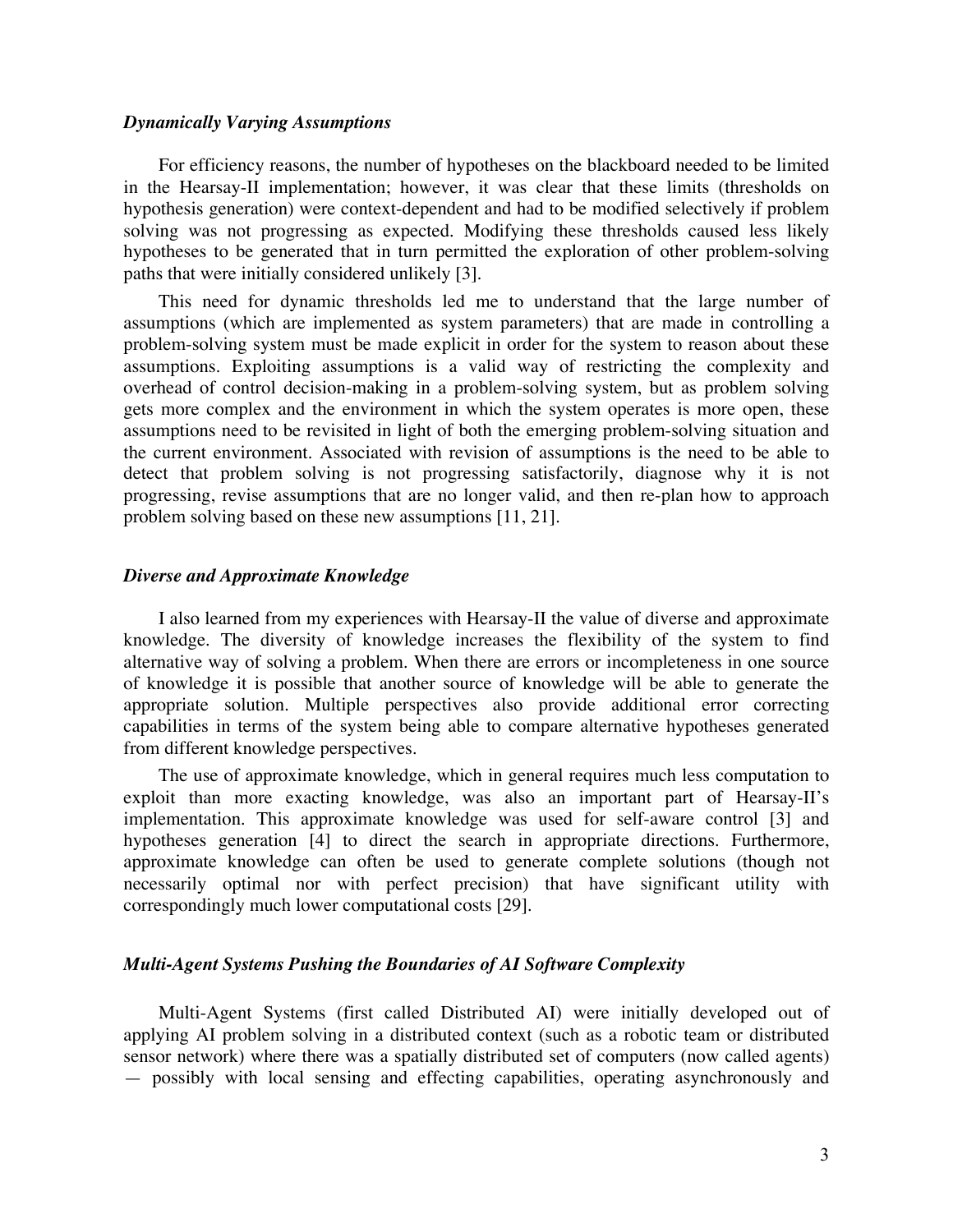### *Dynamically Varying Assumptions*

For efficiency reasons, the number of hypotheses on the blackboard needed to be limited in the Hearsay-II implementation; however, it was clear that these limits (thresholds on hypothesis generation) were context-dependent and had to be modified selectively if problem solving was not progressing as expected. Modifying these thresholds caused less likely hypotheses to be generated that in turn permitted the exploration of other problem-solving paths that were initially considered unlikely [3].

This need for dynamic thresholds led me to understand that the large number of assumptions (which are implemented as system parameters) that are made in controlling a problem-solving system must be made explicit in order for the system to reason about these assumptions. Exploiting assumptions is a valid way of restricting the complexity and overhead of control decision-making in a problem-solving system, but as problem solving gets more complex and the environment in which the system operates is more open, these assumptions need to be revisited in light of both the emerging problem-solving situation and the current environment. Associated with revision of assumptions is the need to be able to detect that problem solving is not progressing satisfactorily, diagnose why it is not progressing, revise assumptions that are no longer valid, and then re-plan how to approach problem solving based on these new assumptions [11, 21].

### *Diverse and Approximate Knowledge*

I also learned from my experiences with Hearsay-II the value of diverse and approximate knowledge. The diversity of knowledge increases the flexibility of the system to find alternative way of solving a problem. When there are errors or incompleteness in one source of knowledge it is possible that another source of knowledge will be able to generate the appropriate solution. Multiple perspectives also provide additional error correcting capabilities in terms of the system being able to compare alternative hypotheses generated from different knowledge perspectives.

The use of approximate knowledge, which in general requires much less computation to exploit than more exacting knowledge, was also an important part of Hearsay-II's implementation. This approximate knowledge was used for self-aware control [3] and hypotheses generation [4] to direct the search in appropriate directions. Furthermore, approximate knowledge can often be used to generate complete solutions (though not necessarily optimal nor with perfect precision) that have significant utility with correspondingly much lower computational costs [29].

### *Multi-Agent Systems Pushing the Boundaries of AI Software Complexity*

Multi-Agent Systems (first called Distributed AI) were initially developed out of applying AI problem solving in a distributed context (such as a robotic team or distributed sensor network) where there was a spatially distributed set of computers (now called agents) — possibly with local sensing and effecting capabilities, operating asynchronously and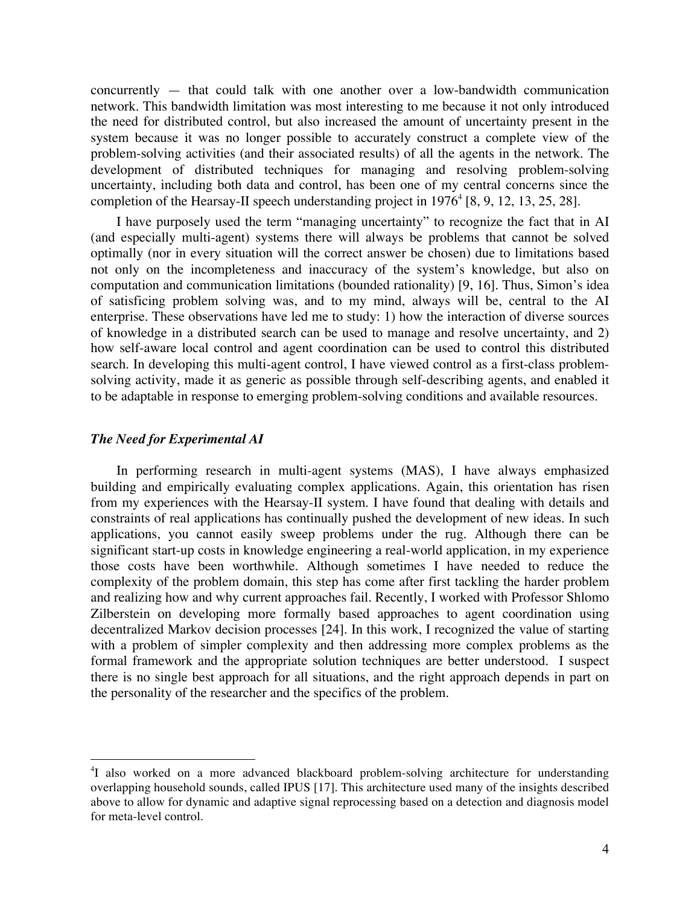concurrently — that could talk with one another over a low-bandwidth communication network. This bandwidth limitation was most interesting to me because it not only introduced the need for distributed control, but also increased the amount of uncertainty present in the system because it was no longer possible to accurately construct a complete view of the problem-solving activities (and their associated results) of all the agents in the network. The development of distributed techniques for managing and resolving problem-solving uncertainty, including both data and control, has been one of my central concerns since the completion of the Hearsay-II speech understanding project in 1976[4] [8, 9, 12, 13, 25, 28].

I have purposely used the term "managing uncertainty" to recognize the fact that in AI (and especially multi-agent) systems there will always be problems that cannot be solved optimally (nor in every situation will the correct answer be chosen) due to limitations based not only on the incompleteness and inaccuracy of the system's knowledge, but also on computation and communication limitations (bounded rationality) [9, 16]. Thus, Simon's idea of satisficing problem solving was, and to my mind, always will be, central to the AI enterprise. These observations have led me to study: 1) how the interaction of diverse sources of knowledge in a distributed search can be used to manage and resolve uncertainty, and 2) how self-aware local control and agent coordination can be used to control this distributed search. In developing this multi-agent control, I have viewed control as a first-class problem-solving activity, made it as generic as possible through self-describing agents, and enabled it to be adaptable in response to emerging problem-solving conditions and available resources.

### *The Need for Experimental AI*

In performing research in multi-agent systems (MAS), I have always emphasized building and empirically evaluating complex applications. Again, this orientation has risen from my experiences with the Hearsay-II system. I have found that dealing with details and constraints of real applications has continually pushed the development of new ideas. In such applications, you cannot easily sweep problems under the rug. Although there can be significant start-up costs in knowledge engineering a real-world application, in my experience those costs have been worthwhile. Although sometimes I have needed to reduce the complexity of the problem domain, this step has come after first tackling the harder problem and realizing how and why current approaches fail. Recently, I worked with Professor Shlomo Zilberstein on developing more formally based approaches to agent coordination using decentralized Markov decision processes [24]. In this work, I recognized the value of starting with a problem of simpler complexity and then addressing more complex problems as the formal framework and the appropriate solution techniques are better understood. I suspect there is no single best approach for all situations, and the right approach depends in part on the personality of the researcher and the specifics of the problem.

---

[4] I also worked on a more advanced blackboard problem-solving architecture for understanding overlapping household sounds, called IPUS [17]. This architecture used many of the insights described above to allow for dynamic and adaptive signal reprocessing based on a detection and diagnosis model for meta-level control.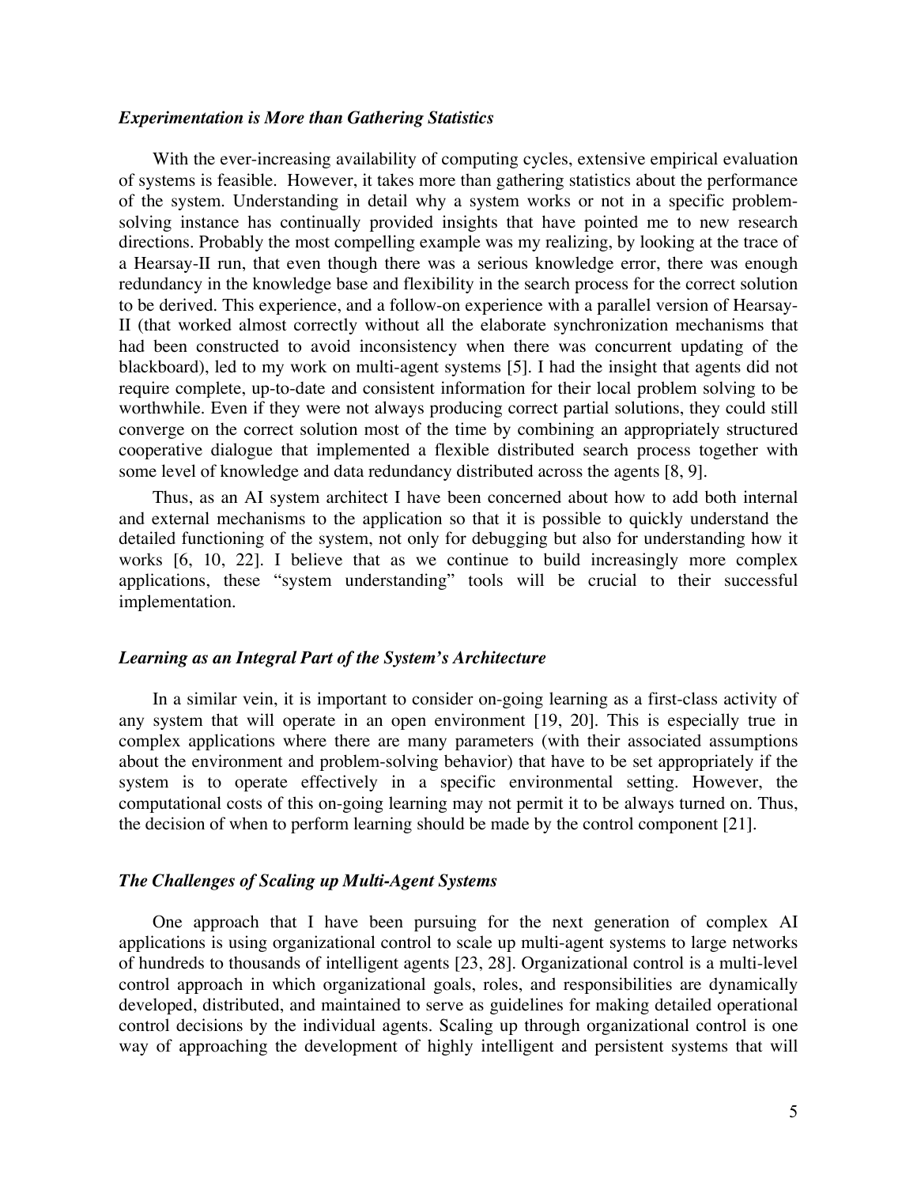### *Experimentation is More than Gathering Statistics*

With the ever-increasing availability of computing cycles, extensive empirical evaluation of systems is feasible. However, it takes more than gathering statistics about the performance of the system. Understanding in detail why a system works or not in a specific problem-solving instance has continually provided insights that have pointed me to new research directions. Probably the most compelling example was my realizing, by looking at the trace of a Hearsay-II run, that even though there was a serious knowledge error, there was enough redundancy in the knowledge base and flexibility in the search process for the correct solution to be derived. This experience, and a follow-on experience with a parallel version of Hearsay-II (that worked almost correctly without all the elaborate synchronization mechanisms that had been constructed to avoid inconsistency when there was concurrent updating of the blackboard), led to my work on multi-agent systems [5]. I had the insight that agents did not require complete, up-to-date and consistent information for their local problem solving to be worthwhile. Even if they were not always producing correct partial solutions, they could still converge on the correct solution most of the time by combining an appropriately structured cooperative dialogue that implemented a flexible distributed search process together with some level of knowledge and data redundancy distributed across the agents [8, 9].

Thus, as an AI system architect I have been concerned about how to add both internal and external mechanisms to the application so that it is possible to quickly understand the detailed functioning of the system, not only for debugging but also for understanding how it works [6, 10, 22]. I believe that as we continue to build increasingly more complex applications, these "system understanding" tools will be crucial to their successful implementation.

### *Learning as an Integral Part of the System's Architecture*

In a similar vein, it is important to consider on-going learning as a first-class activity of any system that will operate in an open environment [19, 20]. This is especially true in complex applications where there are many parameters (with their associated assumptions about the environment and problem-solving behavior) that have to be set appropriately if the system is to operate effectively in a specific environmental setting. However, the computational costs of this on-going learning may not permit it to be always turned on. Thus, the decision of when to perform learning should be made by the control component [21].

### *The Challenges of Scaling up Multi-Agent Systems*

One approach that I have been pursuing for the next generation of complex AI applications is using organizational control to scale up multi-agent systems to large networks of hundreds to thousands of intelligent agents [23, 28]. Organizational control is a multi-level control approach in which organizational goals, roles, and responsibilities are dynamically developed, distributed, and maintained to serve as guidelines for making detailed operational control decisions by the individual agents. Scaling up through organizational control is one way of approaching the development of highly intelligent and persistent systems that will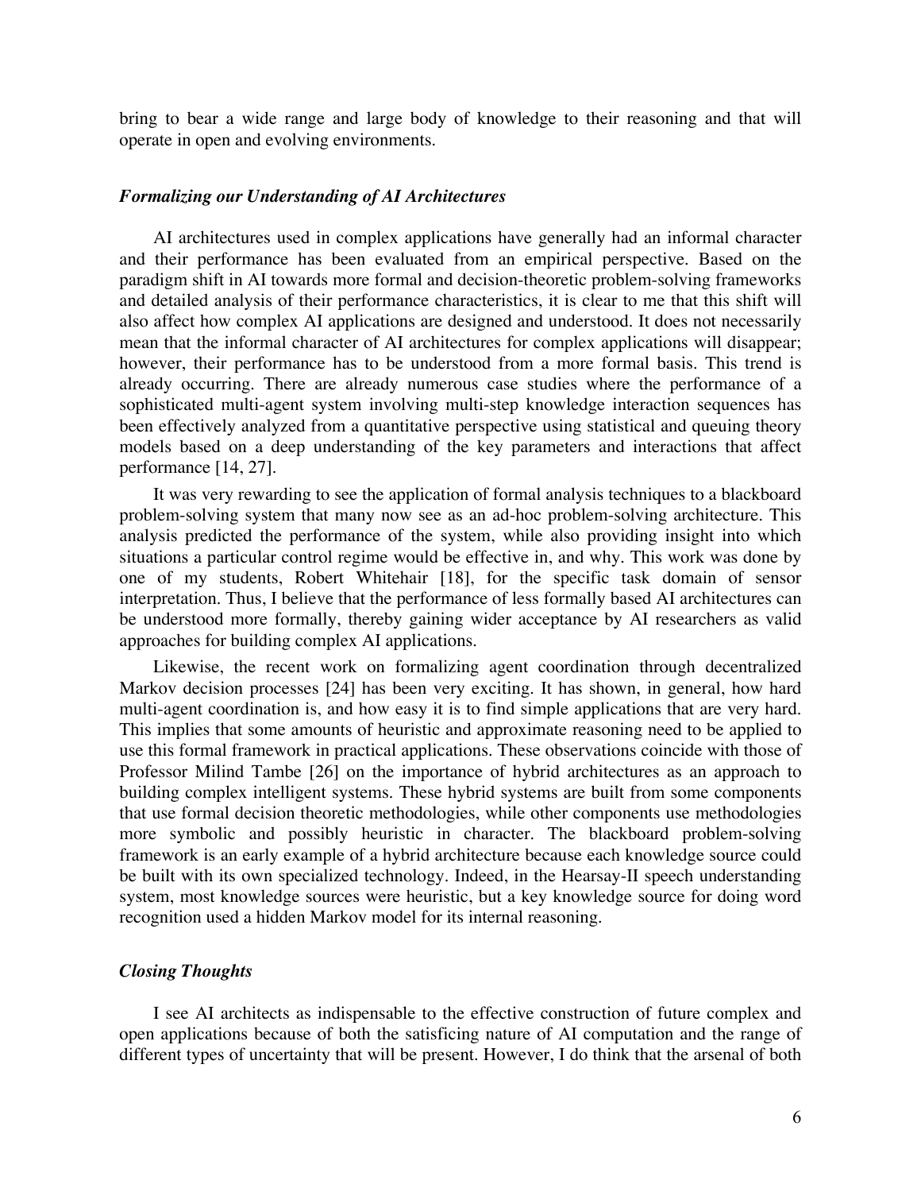bring to bear a wide range and large body of knowledge to their reasoning and that will operate in open and evolving environments.

### *Formalizing our Understanding of AI Architectures*

AI architectures used in complex applications have generally had an informal character and their performance has been evaluated from an empirical perspective. Based on the paradigm shift in AI towards more formal and decision-theoretic problem-solving frameworks and detailed analysis of their performance characteristics, it is clear to me that this shift will also affect how complex AI applications are designed and understood. It does not necessarily mean that the informal character of AI architectures for complex applications will disappear; however, their performance has to be understood from a more formal basis. This trend is already occurring. There are already numerous case studies where the performance of a sophisticated multi-agent system involving multi-step knowledge interaction sequences has been effectively analyzed from a quantitative perspective using statistical and queuing theory models based on a deep understanding of the key parameters and interactions that affect performance [14, 27].

It was very rewarding to see the application of formal analysis techniques to a blackboard problem-solving system that many now see as an ad-hoc problem-solving architecture. This analysis predicted the performance of the system, while also providing insight into which situations a particular control regime would be effective in, and why. This work was done by one of my students, Robert Whitehair [18], for the specific task domain of sensor interpretation. Thus, I believe that the performance of less formally based AI architectures can be understood more formally, thereby gaining wider acceptance by AI researchers as valid approaches for building complex AI applications.

Likewise, the recent work on formalizing agent coordination through decentralized Markov decision processes [24] has been very exciting. It has shown, in general, how hard multi-agent coordination is, and how easy it is to find simple applications that are very hard. This implies that some amounts of heuristic and approximate reasoning need to be applied to use this formal framework in practical applications. These observations coincide with those of Professor Milind Tambe [26] on the importance of hybrid architectures as an approach to building complex intelligent systems. These hybrid systems are built from some components that use formal decision theoretic methodologies, while other components use methodologies more symbolic and possibly heuristic in character. The blackboard problem-solving framework is an early example of a hybrid architecture because each knowledge source could be built with its own specialized technology. Indeed, in the Hearsay-II speech understanding system, most knowledge sources were heuristic, but a key knowledge source for doing word recognition used a hidden Markov model for its internal reasoning.

### *Closing Thoughts*

I see AI architects as indispensable to the effective construction of future complex and open applications because of both the satisficing nature of AI computation and the range of different types of uncertainty that will be present. However, I do think that the arsenal of both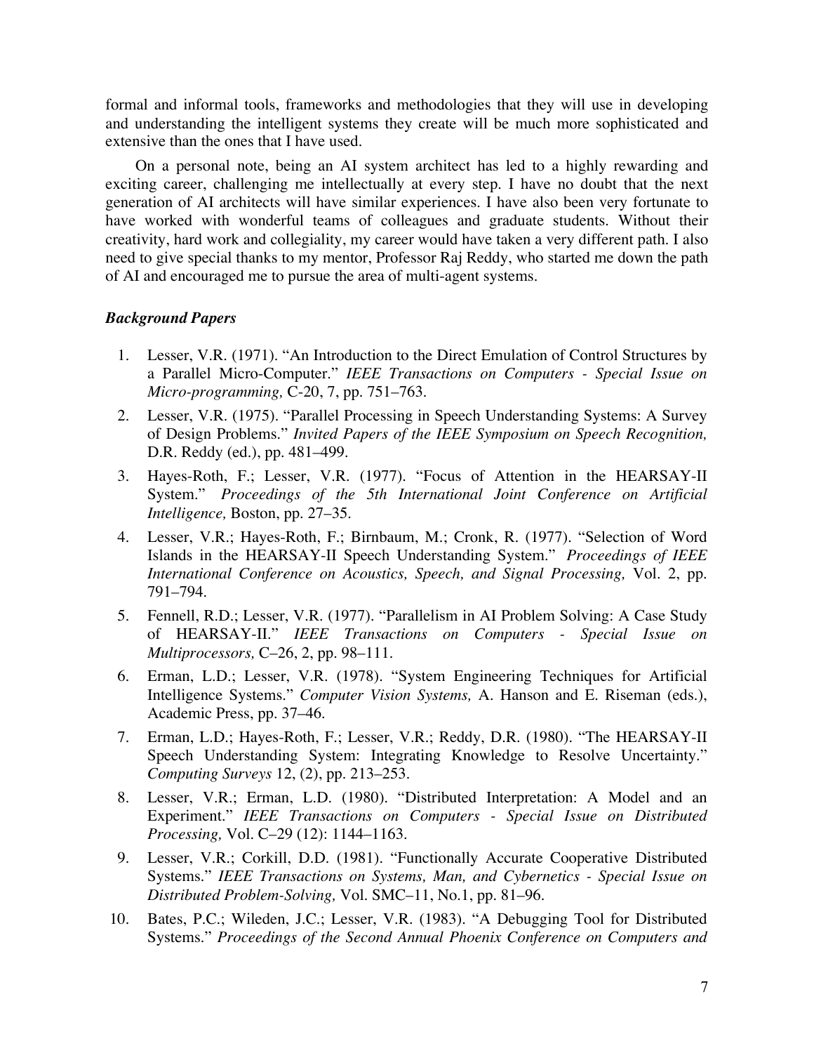formal and informal tools, frameworks and methodologies that they will use in developing and understanding the intelligent systems they create will be much more sophisticated and extensive than the ones that I have used.

On a personal note, being an AI system architect has led to a highly rewarding and exciting career, challenging me intellectually at every step. I have no doubt that the next generation of AI architects will have similar experiences. I have also been very fortunate to have worked with wonderful teams of colleagues and graduate students. Without their creativity, hard work and collegiality, my career would have taken a very different path. I also need to give special thanks to my mentor, Professor Raj Reddy, who started me down the path of AI and encouraged me to pursue the area of multi-agent systems.

### *Background Papers*

1. Lesser, V.R. (1971). "An Introduction to the Direct Emulation of Control Structures by a Parallel Micro-Computer." *IEEE Transactions on Computers - Special Issue on Micro-programming,* C-20, 7, pp. 751–763.
2. Lesser, V.R. (1975). "Parallel Processing in Speech Understanding Systems: A Survey of Design Problems." *Invited Papers of the IEEE Symposium on Speech Recognition,* D.R. Reddy (ed.), pp. 481–499.
3. Hayes-Roth, F.; Lesser, V.R. (1977). "Focus of Attention in the HEARSAY-II System." *Proceedings of the 5th International Joint Conference on Artificial Intelligence,* Boston, pp. 27–35.
4. Lesser, V.R.; Hayes-Roth, F.; Birnbaum, M.; Cronk, R. (1977). "Selection of Word Islands in the HEARSAY-II Speech Understanding System." *Proceedings of IEEE International Conference on Acoustics, Speech, and Signal Processing,* Vol. 2, pp. 791–794.
5. Fennell, R.D.; Lesser, V.R. (1977). "Parallelism in AI Problem Solving: A Case Study of HEARSAY-II." *IEEE Transactions on Computers - Special Issue on Multiprocessors,* C–26, 2, pp. 98–111.
6. Erman, L.D.; Lesser, V.R. (1978). "System Engineering Techniques for Artificial Intelligence Systems." *Computer Vision Systems,* A. Hanson and E. Riseman (eds.), Academic Press, pp. 37–46.
7. Erman, L.D.; Hayes-Roth, F.; Lesser, V.R.; Reddy, D.R. (1980). "The HEARSAY-II Speech Understanding System: Integrating Knowledge to Resolve Uncertainty." *Computing Surveys* 12, (2), pp. 213–253.
8. Lesser, V.R.; Erman, L.D. (1980). "Distributed Interpretation: A Model and an Experiment." *IEEE Transactions on Computers - Special Issue on Distributed Processing,* Vol. C–29 (12): 1144–1163.
9. Lesser, V.R.; Corkill, D.D. (1981). "Functionally Accurate Cooperative Distributed Systems." *IEEE Transactions on Systems, Man, and Cybernetics - Special Issue on Distributed Problem-Solving,* Vol. SMC–11, No.1, pp. 81–96.
10. Bates, P.C.; Wileden, J.C.; Lesser, V.R. (1983). "A Debugging Tool for Distributed Systems." *Proceedings of the Second Annual Phoenix Conference on Computers and*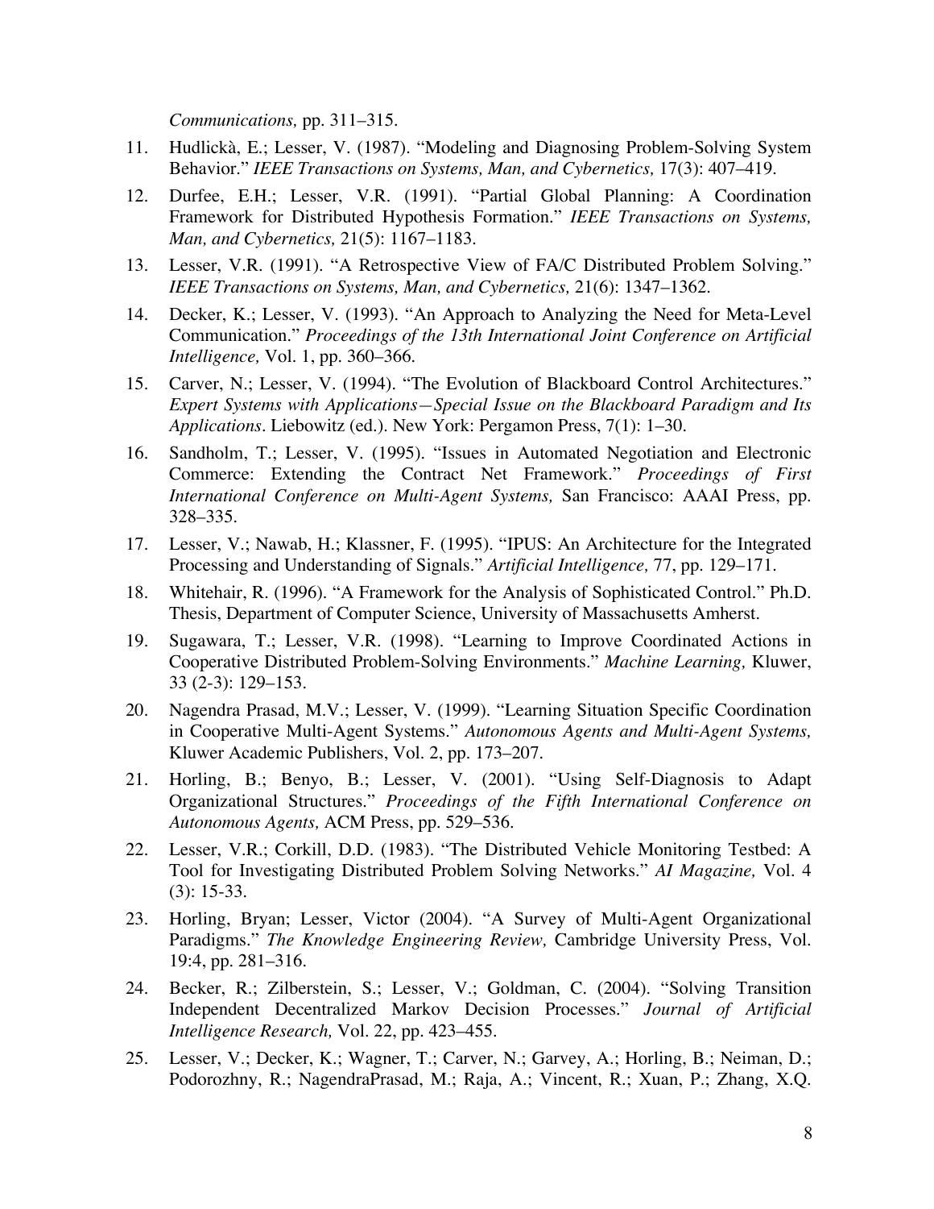*Communications,* pp. 311–315.

11. Hudlickà, E.; Lesser, V. (1987). "Modeling and Diagnosing Problem-Solving System Behavior." *IEEE Transactions on Systems, Man, and Cybernetics,* 17(3): 407–419.

12. Durfee, E.H.; Lesser, V.R. (1991). "Partial Global Planning: A Coordination Framework for Distributed Hypothesis Formation." *IEEE Transactions on Systems, Man, and Cybernetics,* 21(5): 1167–1183.

13. Lesser, V.R. (1991). "A Retrospective View of FA/C Distributed Problem Solving." *IEEE Transactions on Systems, Man, and Cybernetics,* 21(6): 1347–1362.

14. Decker, K.; Lesser, V. (1993). "An Approach to Analyzing the Need for Meta-Level Communication." *Proceedings of the 13th International Joint Conference on Artificial Intelligence,* Vol. 1, pp. 360–366.

15. Carver, N.; Lesser, V. (1994). "The Evolution of Blackboard Control Architectures." *Expert Systems with Applications—Special Issue on the Blackboard Paradigm and Its Applications*. Liebowitz (ed.). New York: Pergamon Press, 7(1): 1–30.

16. Sandholm, T.; Lesser, V. (1995). "Issues in Automated Negotiation and Electronic Commerce: Extending the Contract Net Framework." *Proceedings of First International Conference on Multi-Agent Systems,* San Francisco: AAAI Press, pp. 328–335.

17. Lesser, V.; Nawab, H.; Klassner, F. (1995). "IPUS: An Architecture for the Integrated Processing and Understanding of Signals." *Artificial Intelligence,* 77, pp. 129–171.

18. Whitehair, R. (1996). "A Framework for the Analysis of Sophisticated Control." Ph.D. Thesis, Department of Computer Science, University of Massachusetts Amherst.

19. Sugawara, T.; Lesser, V.R. (1998). "Learning to Improve Coordinated Actions in Cooperative Distributed Problem-Solving Environments." *Machine Learning,* Kluwer, 33 (2-3): 129–153.

20. Nagendra Prasad, M.V.; Lesser, V. (1999). "Learning Situation Specific Coordination in Cooperative Multi-Agent Systems." *Autonomous Agents and Multi-Agent Systems,* Kluwer Academic Publishers, Vol. 2, pp. 173–207.

21. Horling, B.; Benyo, B.; Lesser, V. (2001). "Using Self-Diagnosis to Adapt Organizational Structures." *Proceedings of the Fifth International Conference on Autonomous Agents,* ACM Press, pp. 529–536.

22. Lesser, V.R.; Corkill, D.D. (1983). "The Distributed Vehicle Monitoring Testbed: A Tool for Investigating Distributed Problem Solving Networks." *AI Magazine,* Vol. 4 (3): 15-33.

23. Horling, Bryan; Lesser, Victor (2004). "A Survey of Multi-Agent Organizational Paradigms." *The Knowledge Engineering Review,* Cambridge University Press, Vol. 19:4, pp. 281–316.

24. Becker, R.; Zilberstein, S.; Lesser, V.; Goldman, C. (2004). "Solving Transition Independent Decentralized Markov Decision Processes." *Journal of Artificial Intelligence Research,* Vol. 22, pp. 423–455.

25. Lesser, V.; Decker, K.; Wagner, T.; Carver, N.; Garvey, A.; Horling, B.; Neiman, D.; Podorozhny, R.; NagendraPrasad, M.; Raja, A.; Vincent, R.; Xuan, P.; Zhang, X.Q.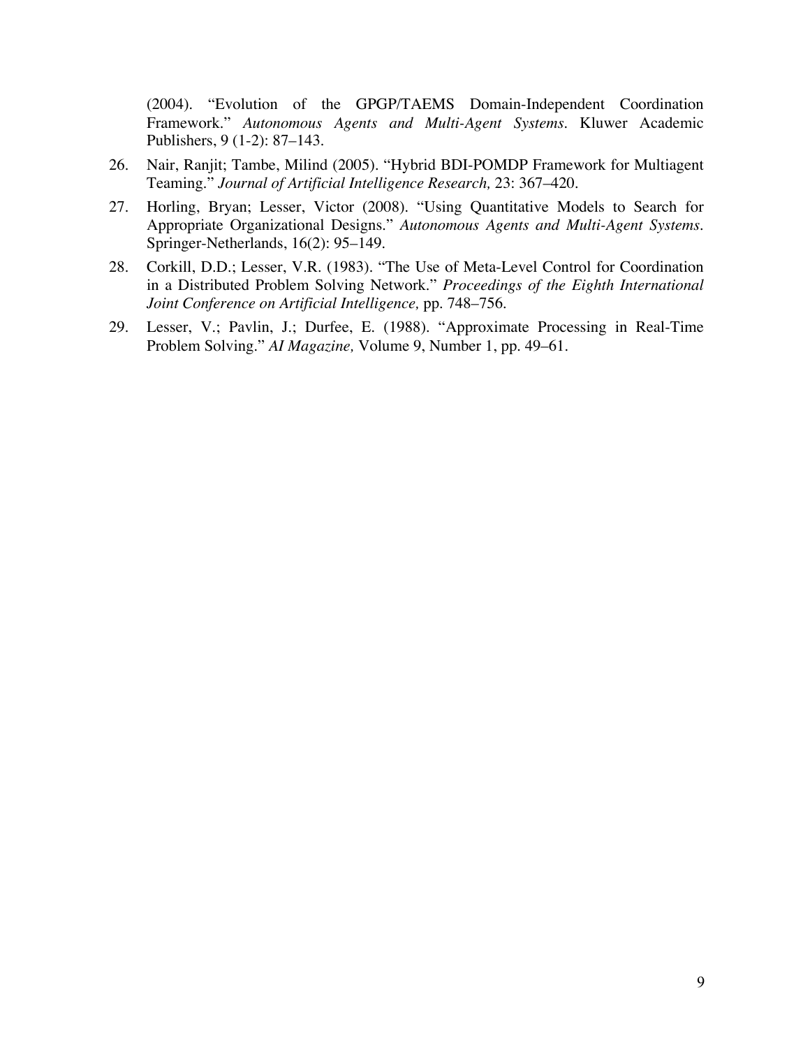(2004). "Evolution of the GPGP/TAEMS Domain-Independent Coordination Framework." *Autonomous Agents and Multi-Agent Systems*. Kluwer Academic Publishers, 9 (1-2): 87–143.

26. Nair, Ranjit; Tambe, Milind (2005). "Hybrid BDI-POMDP Framework for Multiagent Teaming." *Journal of Artificial Intelligence Research,* 23: 367–420.
27. Horling, Bryan; Lesser, Victor (2008). "Using Quantitative Models to Search for Appropriate Organizational Designs." *Autonomous Agents and Multi-Agent Systems*. Springer-Netherlands, 16(2): 95–149.
28. Corkill, D.D.; Lesser, V.R. (1983). "The Use of Meta-Level Control for Coordination in a Distributed Problem Solving Network." *Proceedings of the Eighth International Joint Conference on Artificial Intelligence,* pp. 748–756.
29. Lesser, V.; Pavlin, J.; Durfee, E. (1988). "Approximate Processing in Real-Time Problem Solving." *AI Magazine,* Volume 9, Number 1, pp. 49–61.